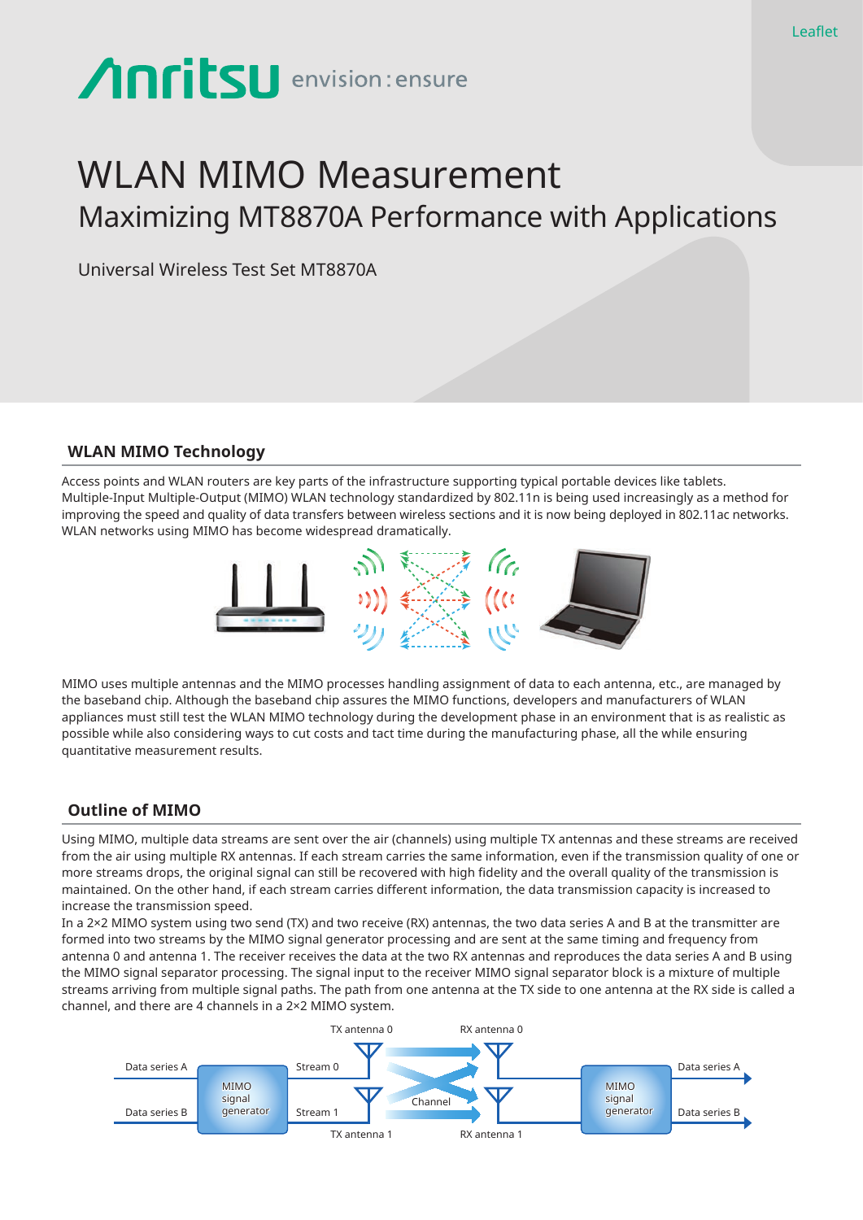Leaflet

# WLAN MIMO Measurement

## Maximizing MT8870A Performance with Applications

Universal Wireless Test Set MT8870A

## WLAN MIMO Technology

Access points and WLAN routers are key parts of the infrastructure supporting typical portable devices like tablets. Multiple-Input Multiple-Output (MIMO) WLAN technology standardized by 802.11n is being used increasingly as a method for improving the speed and quality of data transfers between wireless sections and it is now being deployed in 802.11ac networks. WLAN networks using MIMO has become widespread dramatically.

MIMO uses multiple antennas and the MIMO processes handling assignment of data to each antenna, etc., are managed by the baseband chip. Although the baseband chip assures the MIMO functions, developers and manufacturers of WLAN appliances must still test the WLAN MIMO technology during the development phase in an environment that is as realistic as possible while also considering ways to cut costs and tact time during the manufacturing phase, all the while ensuring quantitative measurement results.

## Outline of MIMO

Using MIMO, multiple data streams are sent over the air (channels) using multiple TX antennas and these streams are received from the air using multiple RX antennas. If each stream carries the same information, even if the transmission quality of one or more streams drops, the original signal can still be recovered with high fidelity and the overall quality of the transmission is maintained. On the other hand, if each stream carries different information, the data transmission capacity is increased to increase the transmission speed.

In a 2×2 MIMO system using two send (TX) and two receive (RX) antennas, the two data series A and B at the transmitter are formed into two streams by the MIMO signal generator processing and are sent at the same timing and frequency from antenna 0 and antenna 1. The receiver receives the data at the two RX antennas and reproduces the data series A and B using the MIMO signal separator processing. The signal input to the receiver MIMO signal separator block is a mixture of multiple streams arriving from multiple signal paths. The path from one antenna at the TX side to one antenna at the RX side is called a channel, and there are 4 channels in a 2×2 MIMO system.

Data series A, Data series B, MIMO signal generator, Stream 0, Stream 1, TX antenna 0, TX antenna 1, Channel, RX antenna 0, RX antenna 1, MIMO signal generator, Data series A, Data series B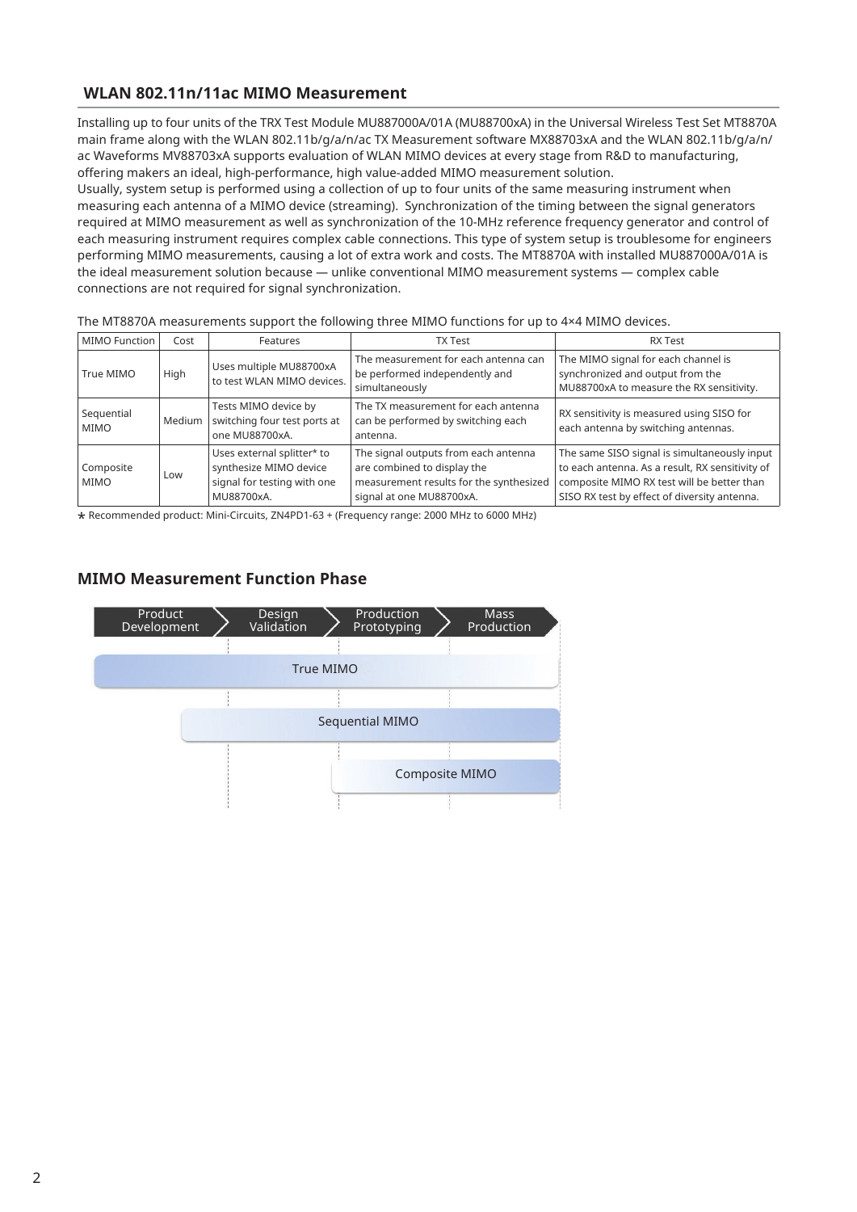## WLAN 802.11n/11ac MIMO Measurement

Installing up to four units of the TRX Test Module MU887000A/01A (MU88700xA) in the Universal Wireless Test Set MT8870A main frame along with the WLAN 802.11b/g/a/n/ac TX Measurement software MX88703xA and the WLAN 802.11b/g/a/n/ac Waveforms MV88703xA supports evaluation of WLAN MIMO devices at every stage from R&D to manufacturing, offering makers an ideal, high-performance, high value-added MIMO measurement solution.

Usually, system setup is performed using a collection of up to four units of the same measuring instrument when measuring each antenna of a MIMO device (streaming). Synchronization of the timing between the signal generators required at MIMO measurement as well as synchronization of the 10-MHz reference frequency generator and control of each measuring instrument requires complex cable connections. This type of system setup is troublesome for engineers performing MIMO measurements, causing a lot of extra work and costs. The MT8870A with installed MU887000A/01A is the ideal measurement solution because — unlike conventional MIMO measurement systems — complex cable connections are not required for signal synchronization.

The MT8870A measurements support the following three MIMO functions for up to 4×4 MIMO devices.

| MIMO Function | Cost | Features | TX Test | RX Test |
|---|---|---|---|---|
| True MIMO | High | Uses multiple MU88700xA to test WLAN MIMO devices. | The measurement for each antenna can be performed independently and simultaneously | The MIMO signal for each channel is synchronized and output from the MU88700xA to measure the RX sensitivity. |
| Sequential MIMO | Medium | Tests MIMO device by switching four test ports at one MU88700xA. | The TX measurement for each antenna can be performed by switching each antenna. | RX sensitivity is measured using SISO for each antenna by switching antennas. |
| Composite MIMO | Low | Uses external splitter* to synthesize MIMO device signal for testing with one MU88700xA. | The signal outputs from each antenna are combined to display the measurement results for the synthesized signal at one MU88700xA. | The same SISO signal is simultaneously input to each antenna. As a result, RX sensitivity of composite MIMO RX test will be better than SISO RX test by effect of diversity antenna. |

* Recommended product: Mini-Circuits, ZN4PD1-63 + (Frequency range: 2000 MHz to 6000 MHz)

## MIMO Measurement Function Phase

Product Development | Design Validation | Production Prototyping | Mass Production

True MIMO

Sequential MIMO

Composite MIMO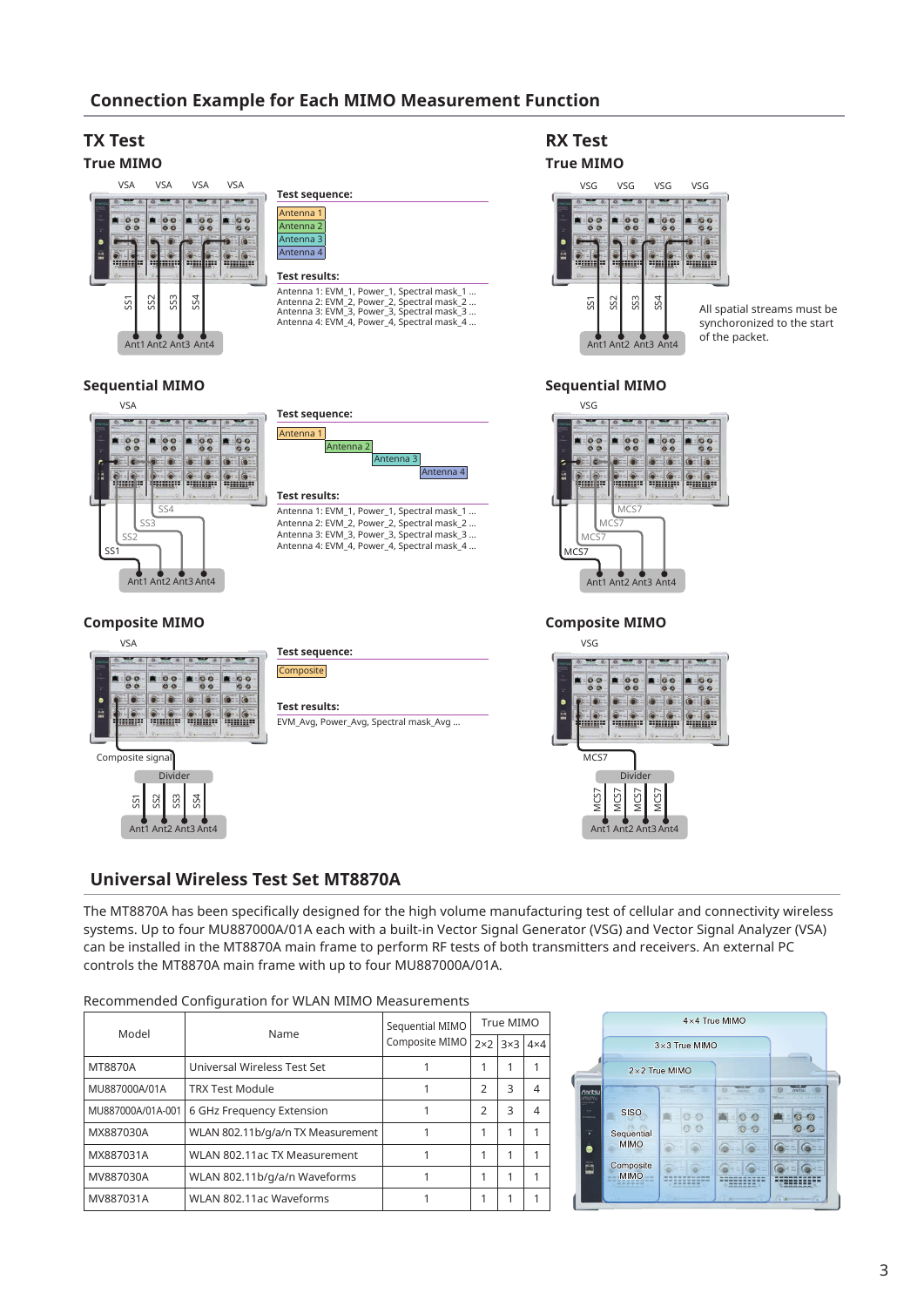## Connection Example for Each MIMO Measurement Function

### TX Test

**True MIMO**

VSA VSA VSA VSA

SS1 SS2 SS3 SS4

Ant1 Ant2 Ant3 Ant4

Test sequence:

Antenna 1
Antenna 2
Antenna 3
Antenna 4

Test results:

Antenna 1: EVM_1, Power_1, Spectral mask_1 ...
Antenna 2: EVM_2, Power_2, Spectral mask_2 ...
Antenna 3: EVM_3, Power_3, Spectral mask_3 ...
Antenna 4: EVM_4, Power_4, Spectral mask_4 ...

**Sequential MIMO**

VSA

SS1 SS2 SS3 SS4

Ant1 Ant2 Ant3 Ant4

Test sequence:

Antenna 1
Antenna 2
Antenna 3
Antenna 4

Test results:

Antenna 1: EVM_1, Power_1, Spectral mask_1 ...
Antenna 2: EVM_2, Power_2, Spectral mask_2 ...
Antenna 3: EVM_3, Power_3, Spectral mask_3 ...
Antenna 4: EVM_4, Power_4, Spectral mask_4 ...

**Composite MIMO**

VSA

Composite signal

Divider

SS1 SS2 SS3 SS4

Ant1 Ant2 Ant3 Ant4

Test sequence:

Composite

Test results:

EVM_Avg, Power_Avg, Spectral mask_Avg ...

### RX Test

**True MIMO**

VSG VSG VSG VSG

SS1 SS2 SS3 SS4

Ant1 Ant2 Ant3 Ant4

All spatial streams must be synchronized to the start of the packet.

**Sequential MIMO**

VSG

MCS7 MCS7 MCS7 MCS7

Ant1 Ant2 Ant3 Ant4

**Composite MIMO**

VSG

MCS7

Divider

MCS7 MCS7 MCS7 MCS7

Ant1 Ant2 Ant3 Ant4

## Universal Wireless Test Set MT8870A

The MT8870A has been specifically designed for the high volume manufacturing test of cellular and connectivity wireless systems. Up to four MU887000A/01A each with a built-in Vector Signal Generator (VSG) and Vector Signal Analyzer (VSA) can be installed in the MT8870A main frame to perform RF tests of both transmitters and receivers. An external PC controls the MT8870A main frame with up to four MU887000A/01A.

Recommended Configuration for WLAN MIMO Measurements

| Model | Name | Sequential MIMO Composite MIMO | True MIMO | | |
|---|---|---|---|---|---|
| | | | 2×2 | 3×3 | 4×4 |
| MT8870A | Universal Wireless Test Set | 1 | 1 | 1 | 1 |
| MU887000A/01A | TRX Test Module | 1 | 2 | 3 | 4 |
| MU887000A/01A-001 | 6 GHz Frequency Extension | 1 | 2 | 3 | 4 |
| MX887030A | WLAN 802.11b/g/a/n TX Measurement | 1 | 1 | 1 | 1 |
| MX887031A | WLAN 802.11ac TX Measurement | 1 | 1 | 1 | 1 |
| MV887030A | WLAN 802.11b/g/a/n Waveforms | 1 | 1 | 1 | 1 |
| MV887031A | WLAN 802.11ac Waveforms | 1 | 1 | 1 | 1 |

4×4 True MIMO
3×3 True MIMO
2×2 True MIMO
SISO
Sequential MIMO
Composite MIMO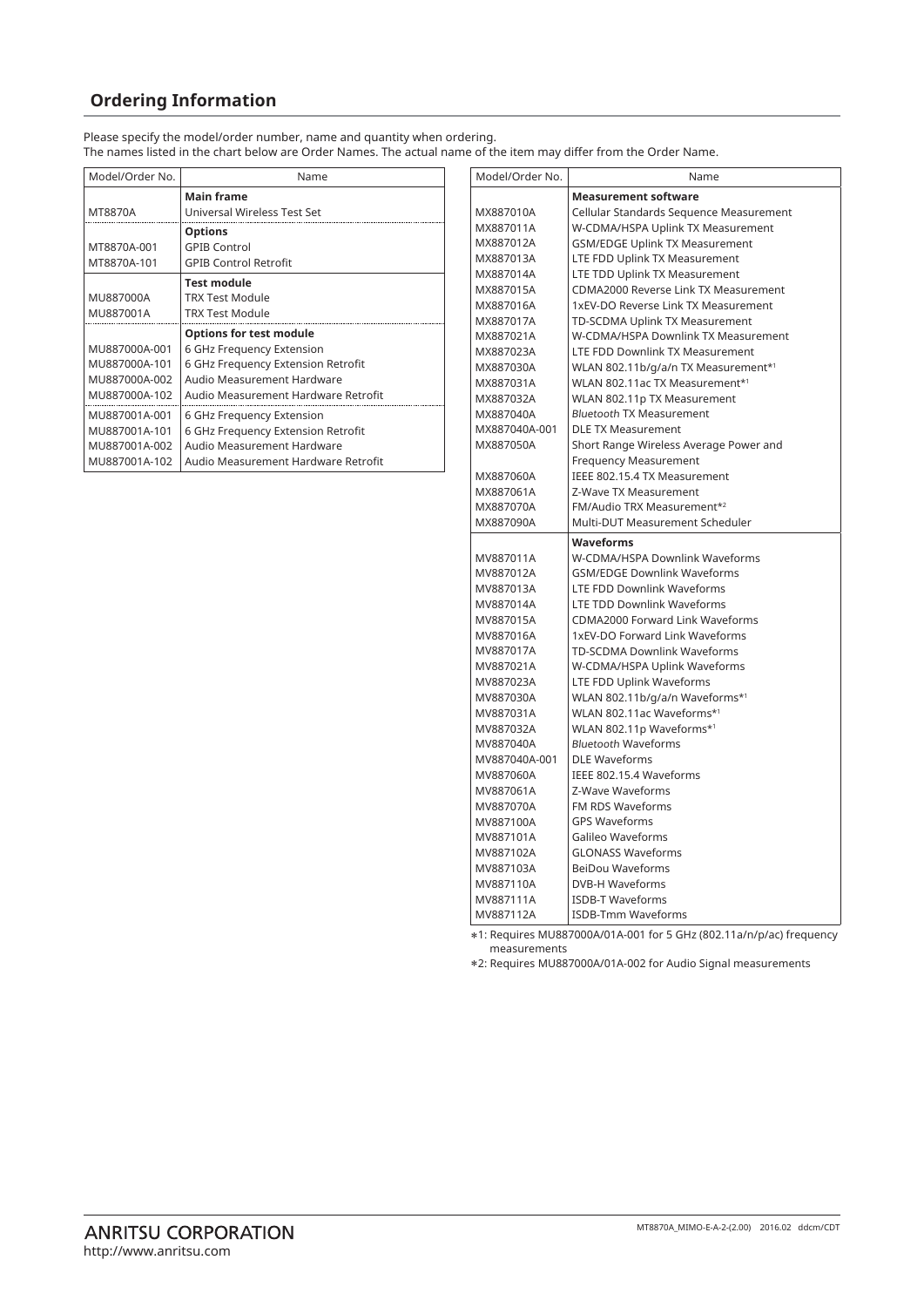## Ordering Information

Please specify the model/order number, name and quantity when ordering.
The names listed in the chart below are Order Names. The actual name of the item may differ from the Order Name.

| Model/Order No. | Name |
|---|---|
| | **Main frame** |
| MT8870A | Universal Wireless Test Set |
| | **Options** |
| MT8870A-001 | GPIB Control |
| MT8870A-101 | GPIB Control Retrofit |
| | **Test module** |
| MU887000A | TRX Test Module |
| MU887001A | TRX Test Module |
| | **Options for test module** |
| MU887000A-001 | 6 GHz Frequency Extension |
| MU887000A-101 | 6 GHz Frequency Extension Retrofit |
| MU887000A-002 | Audio Measurement Hardware |
| MU887000A-102 | Audio Measurement Hardware Retrofit |
| MU887001A-001 | 6 GHz Frequency Extension |
| MU887001A-101 | 6 GHz Frequency Extension Retrofit |
| MU887001A-002 | Audio Measurement Hardware |
| MU887001A-102 | Audio Measurement Hardware Retrofit |

| Model/Order No. | Name |
|---|---|
| | **Measurement software** |
| MX887010A | Cellular Standards Sequence Measurement |
| MX887011A | W-CDMA/HSPA Uplink TX Measurement |
| MX887012A | GSM/EDGE Uplink TX Measurement |
| MX887013A | LTE FDD Uplink TX Measurement |
| MX887014A | LTE TDD Uplink TX Measurement |
| MX887015A | CDMA2000 Reverse Link TX Measurement |
| MX887016A | 1xEV-DO Reverse Link TX Measurement |
| MX887017A | TD-SCDMA Uplink TX Measurement |
| MX887021A | W-CDMA/HSPA Downlink TX Measurement |
| MX887023A | LTE FDD Downlink TX Measurement |
| MX887030A | WLAN 802.11b/g/a/n TX Measurement*[1] |
| MX887031A | WLAN 802.11ac TX Measurement*[1] |
| MX887032A | WLAN 802.11p TX Measurement |
| MX887040A | *Bluetooth* TX Measurement |
| MX887040A-001 | DLE TX Measurement |
| MX887050A | Short Range Wireless Average Power and Frequency Measurement |
| MX887060A | IEEE 802.15.4 TX Measurement |
| MX887061A | Z-Wave TX Measurement |
| MX887070A | FM/Audio TRX Measurement*[2] |
| MX887090A | Multi-DUT Measurement Scheduler |
| | **Waveforms** |
| MV887011A | W-CDMA/HSPA Downlink Waveforms |
| MV887012A | GSM/EDGE Downlink Waveforms |
| MV887013A | LTE FDD Downlink Waveforms |
| MV887014A | LTE TDD Downlink Waveforms |
| MV887015A | CDMA2000 Forward Link Waveforms |
| MV887016A | 1xEV-DO Forward Link Waveforms |
| MV887017A | TD-SCDMA Downlink Waveforms |
| MV887021A | W-CDMA/HSPA Uplink Waveforms |
| MV887023A | LTE FDD Uplink Waveforms |
| MV887030A | WLAN 802.11b/g/a/n Waveforms*[1] |
| MV887031A | WLAN 802.11ac Waveforms*[1] |
| MV887032A | WLAN 802.11p Waveforms*[1] |
| MV887040A | *Bluetooth* Waveforms |
| MV887040A-001 | DLE Waveforms |
| MV887060A | IEEE 802.15.4 Waveforms |
| MV887061A | Z-Wave Waveforms |
| MV887070A | FM RDS Waveforms |
| MV887100A | GPS Waveforms |
| MV887101A | Galileo Waveforms |
| MV887102A | GLONASS Waveforms |
| MV887103A | BeiDou Waveforms |
| MV887110A | DVB-H Waveforms |
| MV887111A | ISDB-T Waveforms |
| MV887112A | ISDB-Tmm Waveforms |

*1: Requires MU887000A/01A-001 for 5 GHz (802.11a/n/p/ac) frequency measurements

*2: Requires MU887000A/01A-002 for Audio Signal measurements

ANRITSU CORPORATION
http://www.anritsu.com

MT8870A_MIMO-E-A-2-(2.00) 2016.02 ddcm/CDT